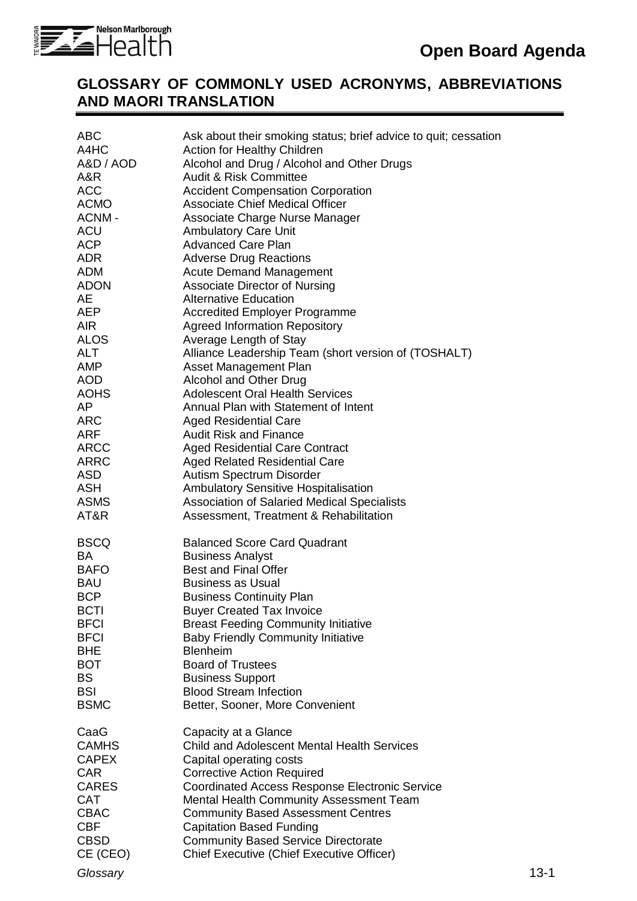## GLOSSARY OF COMMONLY USED ACRONYMS, ABBREVIATIONS AND MAORI TRANSLATION

| | |
|---|---|
| ABC | Ask about their smoking status; brief advice to quit; cessation |
| A4HC | Action for Healthy Children |
| A&D / AOD | Alcohol and Drug / Alcohol and Other Drugs |
| A&R | Audit & Risk Committee |
| ACC | Accident Compensation Corporation |
| ACMO | Associate Chief Medical Officer |
| ACNM - | Associate Charge Nurse Manager |
| ACU | Ambulatory Care Unit |
| ACP | Advanced Care Plan |
| ADR | Adverse Drug Reactions |
| ADM | Acute Demand Management |
| ADON | Associate Director of Nursing |
| AE | Alternative Education |
| AEP | Accredited Employer Programme |
| AIR | Agreed Information Repository |
| ALOS | Average Length of Stay |
| ALT | Alliance Leadership Team (short version of (TOSHALT) |
| AMP | Asset Management Plan |
| AOD | Alcohol and Other Drug |
| AOHS | Adolescent Oral Health Services |
| AP | Annual Plan with Statement of Intent |
| ARC | Aged Residential Care |
| ARF | Audit Risk and Finance |
| ARCC | Aged Residential Care Contract |
| ARRC | Aged Related Residential Care |
| ASD | Autism Spectrum Disorder |
| ASH | Ambulatory Sensitive Hospitalisation |
| ASMS | Association of Salaried Medical Specialists |
| AT&R | Assessment, Treatment & Rehabilitation |
| BSCQ | Balanced Score Card Quadrant |
| BA | Business Analyst |
| BAFO | Best and Final Offer |
| BAU | Business as Usual |
| BCP | Business Continuity Plan |
| BCTI | Buyer Created Tax Invoice |
| BFCI | Breast Feeding Community Initiative |
| BFCI | Baby Friendly Community Initiative |
| BHE | Blenheim |
| BOT | Board of Trustees |
| BS | Business Support |
| BSI | Blood Stream Infection |
| BSMC | Better, Sooner, More Convenient |
| CaaG | Capacity at a Glance |
| CAMHS | Child and Adolescent Mental Health Services |
| CAPEX | Capital operating costs |
| CAR | Corrective Action Required |
| CARES | Coordinated Access Response Electronic Service |
| CAT | Mental Health Community Assessment Team |
| CBAC | Community Based Assessment Centres |
| CBF | Capitation Based Funding |
| CBSD | Community Based Service Directorate |
| CE (CEO) | Chief Executive (Chief Executive Officer) |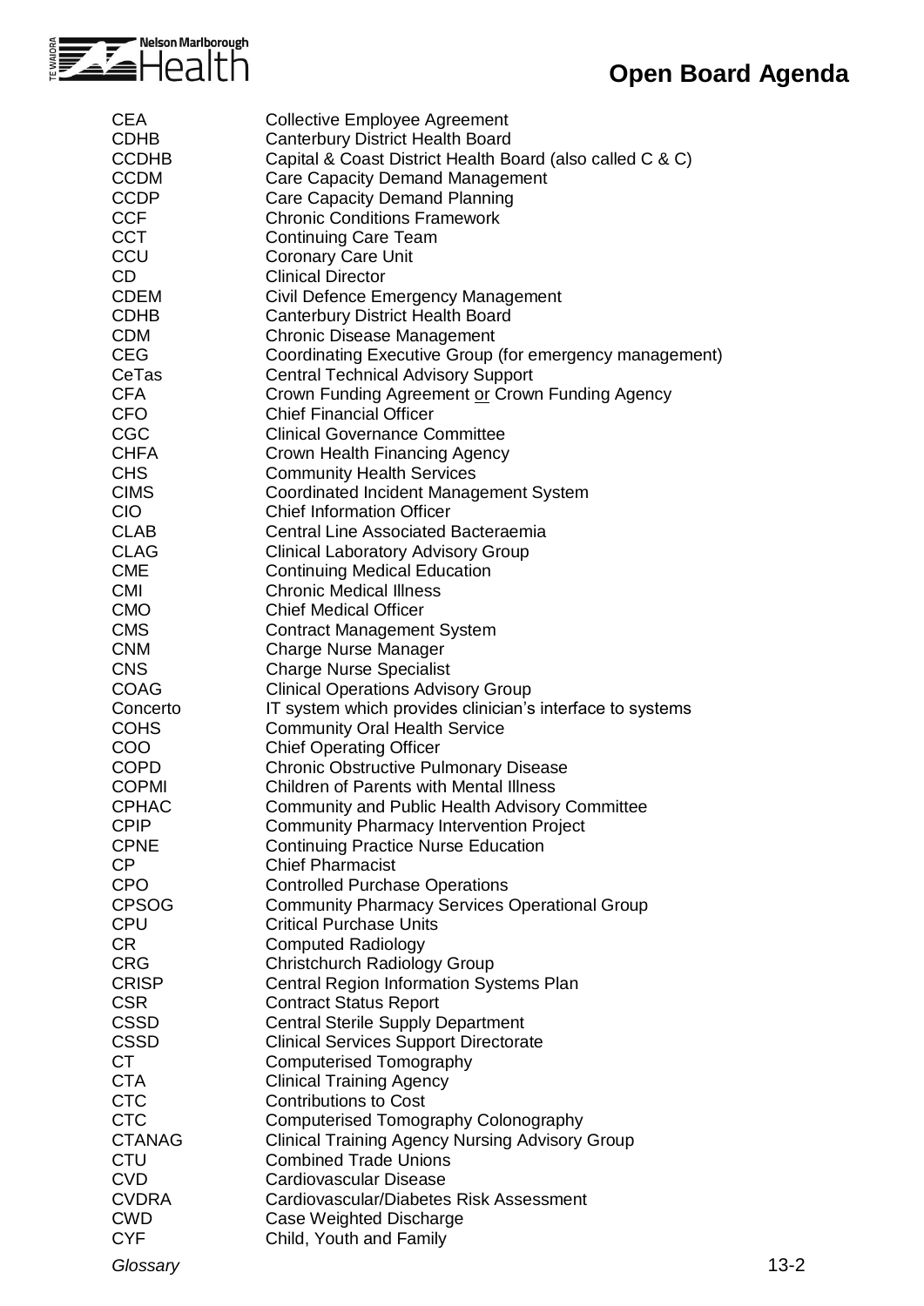| | |
|---|---|
| CEA | Collective Employee Agreement |
| CDHB | Canterbury District Health Board |
| CCDHB | Capital & Coast District Health Board (also called C & C) |
| CCDM | Care Capacity Demand Management |
| CCDP | Care Capacity Demand Planning |
| CCF | Chronic Conditions Framework |
| CCT | Continuing Care Team |
| CCU | Coronary Care Unit |
| CD | Clinical Director |
| CDEM | Civil Defence Emergency Management |
| CDHB | Canterbury District Health Board |
| CDM | Chronic Disease Management |
| CEG | Coordinating Executive Group (for emergency management) |
| CeTas | Central Technical Advisory Support |
| CFA | Crown Funding Agreement <u>or</u> Crown Funding Agency |
| CFO | Chief Financial Officer |
| CGC | Clinical Governance Committee |
| CHFA | Crown Health Financing Agency |
| CHS | Community Health Services |
| CIMS | Coordinated Incident Management System |
| CIO | Chief Information Officer |
| CLAB | Central Line Associated Bacteraemia |
| CLAG | Clinical Laboratory Advisory Group |
| CME | Continuing Medical Education |
| CMI | Chronic Medical Illness |
| CMO | Chief Medical Officer |
| CMS | Contract Management System |
| CNM | Charge Nurse Manager |
| CNS | Charge Nurse Specialist |
| COAG | Clinical Operations Advisory Group |
| Concerto | IT system which provides clinician's interface to systems |
| COHS | Community Oral Health Service |
| COO | Chief Operating Officer |
| COPD | Chronic Obstructive Pulmonary Disease |
| COPMI | Children of Parents with Mental Illness |
| CPHAC | Community and Public Health Advisory Committee |
| CPIP | Community Pharmacy Intervention Project |
| CPNE | Continuing Practice Nurse Education |
| CP | Chief Pharmacist |
| CPO | Controlled Purchase Operations |
| CPSOG | Community Pharmacy Services Operational Group |
| CPU | Critical Purchase Units |
| CR | Computed Radiology |
| CRG | Christchurch Radiology Group |
| CRISP | Central Region Information Systems Plan |
| CSR | Contract Status Report |
| CSSD | Central Sterile Supply Department |
| CSSD | Clinical Services Support Directorate |
| CT | Computerised Tomography |
| CTA | Clinical Training Agency |
| CTC | Contributions to Cost |
| CTC | Computerised Tomography Colonography |
| CTANAG | Clinical Training Agency Nursing Advisory Group |
| CTU | Combined Trade Unions |
| CVD | Cardiovascular Disease |
| CVDRA | Cardiovascular/Diabetes Risk Assessment |
| CWD | Case Weighted Discharge |
| CYF | Child, Youth and Family |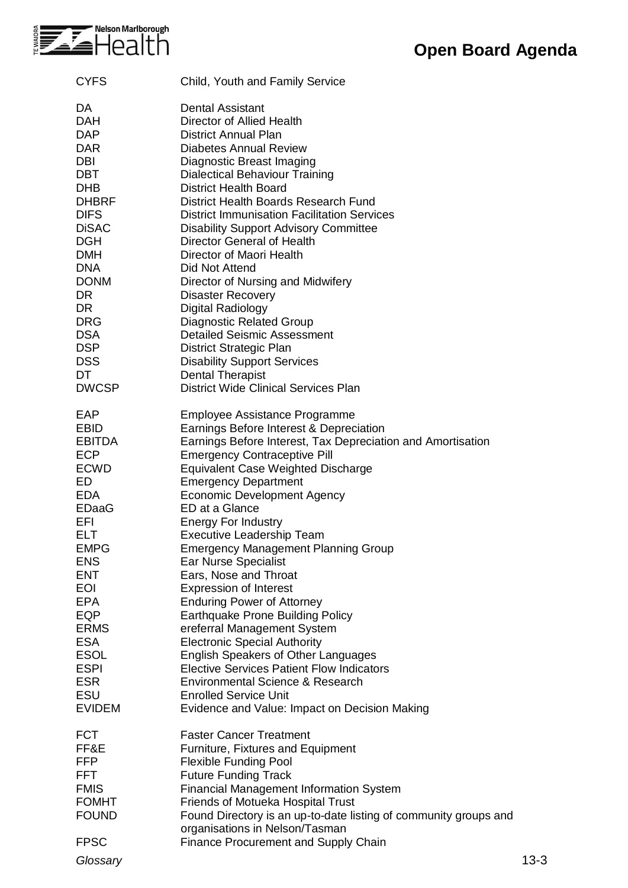| | |
|---|---|
| CYFS | Child, Youth and Family Service |
| DA | Dental Assistant |
| DAH | Director of Allied Health |
| DAP | District Annual Plan |
| DAR | Diabetes Annual Review |
| DBI | Diagnostic Breast Imaging |
| DBT | Dialectical Behaviour Training |
| DHB | District Health Board |
| DHBRF | District Health Boards Research Fund |
| DIFS | District Immunisation Facilitation Services |
| DiSAC | Disability Support Advisory Committee |
| DGH | Director General of Health |
| DMH | Director of Maori Health |
| DNA | Did Not Attend |
| DONM | Director of Nursing and Midwifery |
| DR | Disaster Recovery |
| DR | Digital Radiology |
| DRG | Diagnostic Related Group |
| DSA | Detailed Seismic Assessment |
| DSP | District Strategic Plan |
| DSS | Disability Support Services |
| DT | Dental Therapist |
| DWCSP | District Wide Clinical Services Plan |
| EAP | Employee Assistance Programme |
| EBID | Earnings Before Interest & Depreciation |
| EBITDA | Earnings Before Interest, Tax Depreciation and Amortisation |
| ECP | Emergency Contraceptive Pill |
| ECWD | Equivalent Case Weighted Discharge |
| ED | Emergency Department |
| EDA | Economic Development Agency |
| EDaaG | ED at a Glance |
| EFI | Energy For Industry |
| ELT | Executive Leadership Team |
| EMPG | Emergency Management Planning Group |
| ENS | Ear Nurse Specialist |
| ENT | Ears, Nose and Throat |
| EOI | Expression of Interest |
| EPA | Enduring Power of Attorney |
| EQP | Earthquake Prone Building Policy |
| ERMS | ereferral Management System |
| ESA | Electronic Special Authority |
| ESOL | English Speakers of Other Languages |
| ESPI | Elective Services Patient Flow Indicators |
| ESR | Environmental Science & Research |
| ESU | Enrolled Service Unit |
| EVIDEM | Evidence and Value: Impact on Decision Making |
| FCT | Faster Cancer Treatment |
| FF&E | Furniture, Fixtures and Equipment |
| FFP | Flexible Funding Pool |
| FFT | Future Funding Track |
| FMIS | Financial Management Information System |
| FOMHT | Friends of Motueka Hospital Trust |
| FOUND | Found Directory is an up-to-date listing of community groups and organisations in Nelson-Tasman |
| FPSC | Finance Procurement and Supply Chain |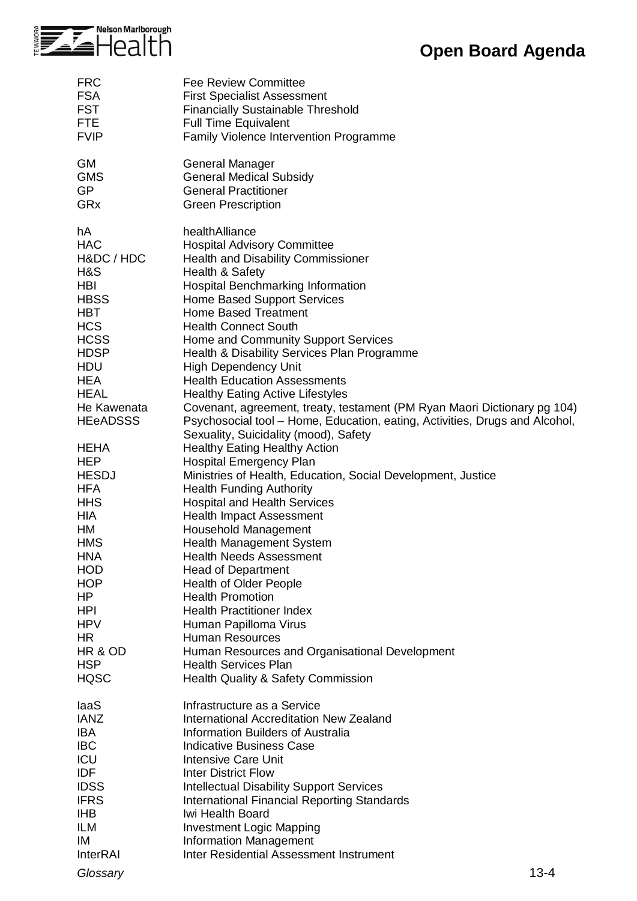| | |
|---|---|
| FRC | Fee Review Committee |
| FSA | First Specialist Assessment |
| FST | Financially Sustainable Threshold |
| FTE | Full Time Equivalent |
| FVIP | Family Violence Intervention Programme |
| GM | General Manager |
| GMS | General Medical Subsidy |
| GP | General Practitioner |
| GRx | Green Prescription |
| hA | healthAlliance |
| HAC | Hospital Advisory Committee |
| H&DC / HDC | Health and Disability Commissioner |
| H&S | Health & Safety |
| HBI | Hospital Benchmarking Information |
| HBSS | Home Based Support Services |
| HBT | Home Based Treatment |
| HCS | Health Connect South |
| HCSS | Home and Community Support Services |
| HDSP | Health & Disability Services Plan Programme |
| HDU | High Dependency Unit |
| HEA | Health Education Assessments |
| HEAL | Healthy Eating Active Lifestyles |
| He Kawenata | Covenant, agreement, treaty, testament (PM Ryan Maori Dictionary pg 104) |
| HEeADSSS | Psychosocial tool – Home, Education, eating, Activities, Drugs and Alcohol, Sexuality, Suicidality (mood), Safety |
| HEHA | Healthy Eating Healthy Action |
| HEP | Hospital Emergency Plan |
| HESDJ | Ministries of Health, Education, Social Development, Justice |
| HFA | Health Funding Authority |
| HHS | Hospital and Health Services |
| HIA | Health Impact Assessment |
| HM | Household Management |
| HMS | Health Management System |
| HNA | Health Needs Assessment |
| HOD | Head of Department |
| HOP | Health of Older People |
| HP | Health Promotion |
| HPI | Health Practitioner Index |
| HPV | Human Papilloma Virus |
| HR | Human Resources |
| HR & OD | Human Resources and Organisational Development |
| HSP | Health Services Plan |
| HQSC | Health Quality & Safety Commission |
| IaaS | Infrastructure as a Service |
| IANZ | International Accreditation New Zealand |
| IBA | Information Builders of Australia |
| IBC | Indicative Business Case |
| ICU | Intensive Care Unit |
| IDF | Inter District Flow |
| IDSS | Intellectual Disability Support Services |
| IFRS | International Financial Reporting Standards |
| IHB | Iwi Health Board |
| ILM | Investment Logic Mapping |
| IM | Information Management |
| InterRAI | Inter Residential Assessment Instrument |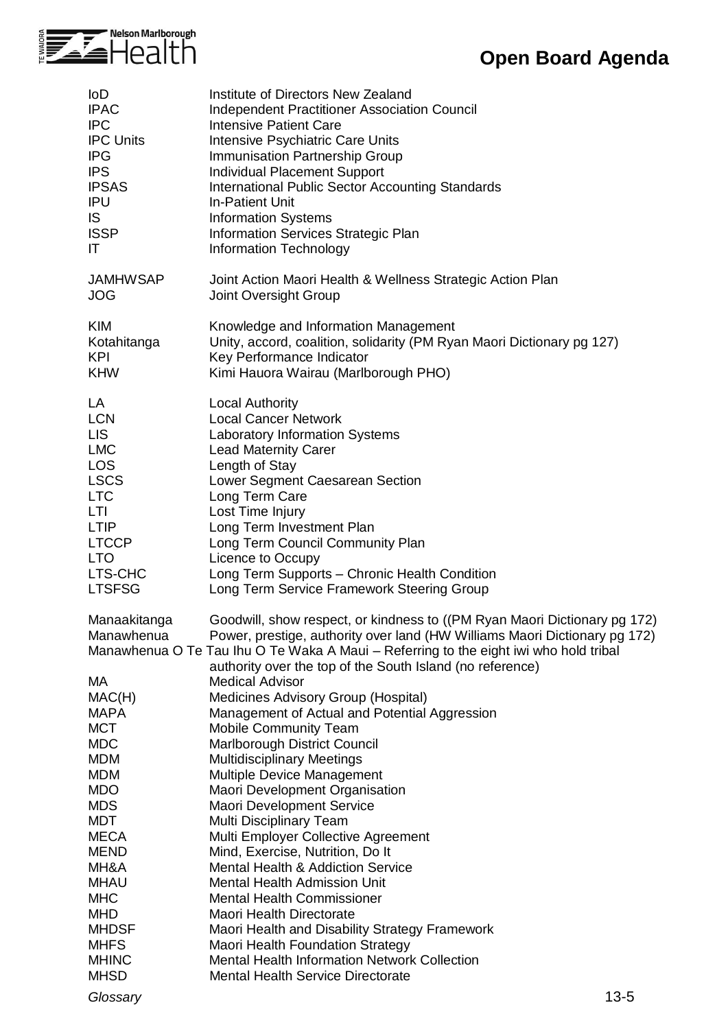| | |
|---|---|
| IoD | Institute of Directors New Zealand |
| IPAC | Independent Practitioner Association Council |
| IPC | Intensive Patient Care |
| IPC Units | Intensive Psychiatric Care Units |
| IPG | Immunisation Partnership Group |
| IPS | Individual Placement Support |
| IPSAS | International Public Sector Accounting Standards |
| IPU | In-Patient Unit |
| IS | Information Systems |
| ISSP | Information Services Strategic Plan |
| IT | Information Technology |
| | |
| JAMHWSAP | Joint Action Maori Health & Wellness Strategic Action Plan |
| JOG | Joint Oversight Group |
| | |
| KIM | Knowledge and Information Management |
| Kotahitanga | Unity, accord, coalition, solidarity (PM Ryan Maori Dictionary pg 127) |
| KPI | Key Performance Indicator |
| KHW | Kimi Hauora Wairau (Marlborough PHO) |
| | |
| LA | Local Authority |
| LCN | Local Cancer Network |
| LIS | Laboratory Information Systems |
| LMC | Lead Maternity Carer |
| LOS | Length of Stay |
| LSCS | Lower Segment Caesarean Section |
| LTC | Long Term Care |
| LTI | Lost Time Injury |
| LTIP | Long Term Investment Plan |
| LTCCP | Long Term Council Community Plan |
| LTO | Licence to Occupy |
| LTS-CHC | Long Term Supports – Chronic Health Condition |
| LTSFSG | Long Term Service Framework Steering Group |
| | |
| Manaakitanga | Goodwill, show respect, or kindness to ((PM Ryan Maori Dictionary pg 172) |
| Manawhenua | Power, prestige, authority over land (HW Williams Maori Dictionary pg 172) |
| Manawhenua O Te Tau Ihu O Te Waka A Maui | Referring to the eight iwi who hold tribal authority over the top of the South Island (no reference) |
| MA | Medical Advisor |
| MAC(H) | Medicines Advisory Group (Hospital) |
| MAPA | Management of Actual and Potential Aggression |
| MCT | Mobile Community Team |
| MDC | Marlborough District Council |
| MDM | Multidisciplinary Meetings |
| MDM | Multiple Device Management |
| MDO | Maori Development Organisation |
| MDS | Maori Development Service |
| MDT | Multi Disciplinary Team |
| MECA | Multi Employer Collective Agreement |
| MEND | Mind, Exercise, Nutrition, Do It |
| MH&A | Mental Health & Addiction Service |
| MHAU | Mental Health Admission Unit |
| MHC | Mental Health Commissioner |
| MHD | Maori Health Directorate |
| MHDSF | Maori Health and Disability Strategy Framework |
| MHFS | Maori Health Foundation Strategy |
| MHINC | Mental Health Information Network Collection |
| MHSD | Mental Health Service Directorate |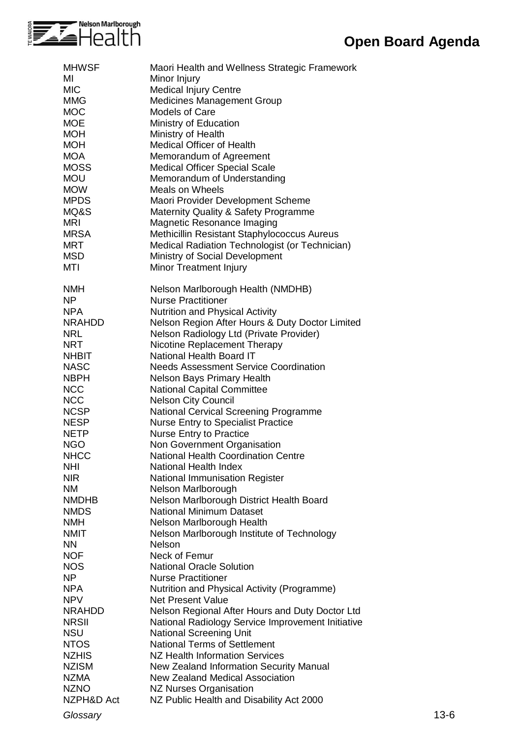| | |
|---|---|
| MHWSF | Maori Health and Wellness Strategic Framework |
| MI | Minor Injury |
| MIC | Medical Injury Centre |
| MMG | Medicines Management Group |
| MOC | Models of Care |
| MOE | Ministry of Education |
| MOH | Ministry of Health |
| MOH | Medical Officer of Health |
| MOA | Memorandum of Agreement |
| MOSS | Medical Officer Special Scale |
| MOU | Memorandum of Understanding |
| MOW | Meals on Wheels |
| MPDS | Maori Provider Development Scheme |
| MQ&S | Maternity Quality & Safety Programme |
| MRI | Magnetic Resonance Imaging |
| MRSA | Methicillin Resistant Staphylococcus Aureus |
| MRT | Medical Radiation Technologist (or Technician) |
| MSD | Ministry of Social Development |
| MTI | Minor Treatment Injury |
| NMH | Nelson Marlborough Health (NMDHB) |
| NP | Nurse Practitioner |
| NPA | Nutrition and Physical Activity |
| NRAHDD | Nelson Region After Hours & Duty Doctor Limited |
| NRL | Nelson Radiology Ltd (Private Provider) |
| NRT | Nicotine Replacement Therapy |
| NHBIT | National Health Board IT |
| NASC | Needs Assessment Service Coordination |
| NBPH | Nelson Bays Primary Health |
| NCC | National Capital Committee |
| NCC | Nelson City Council |
| NCSP | National Cervical Screening Programme |
| NESP | Nurse Entry to Specialist Practice |
| NETP | Nurse Entry to Practice |
| NGO | Non Government Organisation |
| NHCC | National Health Coordination Centre |
| NHI | National Health Index |
| NIR | National Immunisation Register |
| NM | Nelson Marlborough |
| NMDHB | Nelson Marlborough District Health Board |
| NMDS | National Minimum Dataset |
| NMH | Nelson Marlborough Health |
| NMIT | Nelson Marlborough Institute of Technology |
| NN | Nelson |
| NOF | Neck of Femur |
| NOS | National Oracle Solution |
| NP | Nurse Practitioner |
| NPA | Nutrition and Physical Activity (Programme) |
| NPV | Net Present Value |
| NRAHDD | Nelson Regional After Hours and Duty Doctor Ltd |
| NRSII | National Radiology Service Improvement Initiative |
| NSU | National Screening Unit |
| NTOS | National Terms of Settlement |
| NZHIS | NZ Health Information Services |
| NZISM | New Zealand Information Security Manual |
| NZMA | New Zealand Medical Association |
| NZNO | NZ Nurses Organisation |
| NZPH&D Act | NZ Public Health and Disability Act 2000 |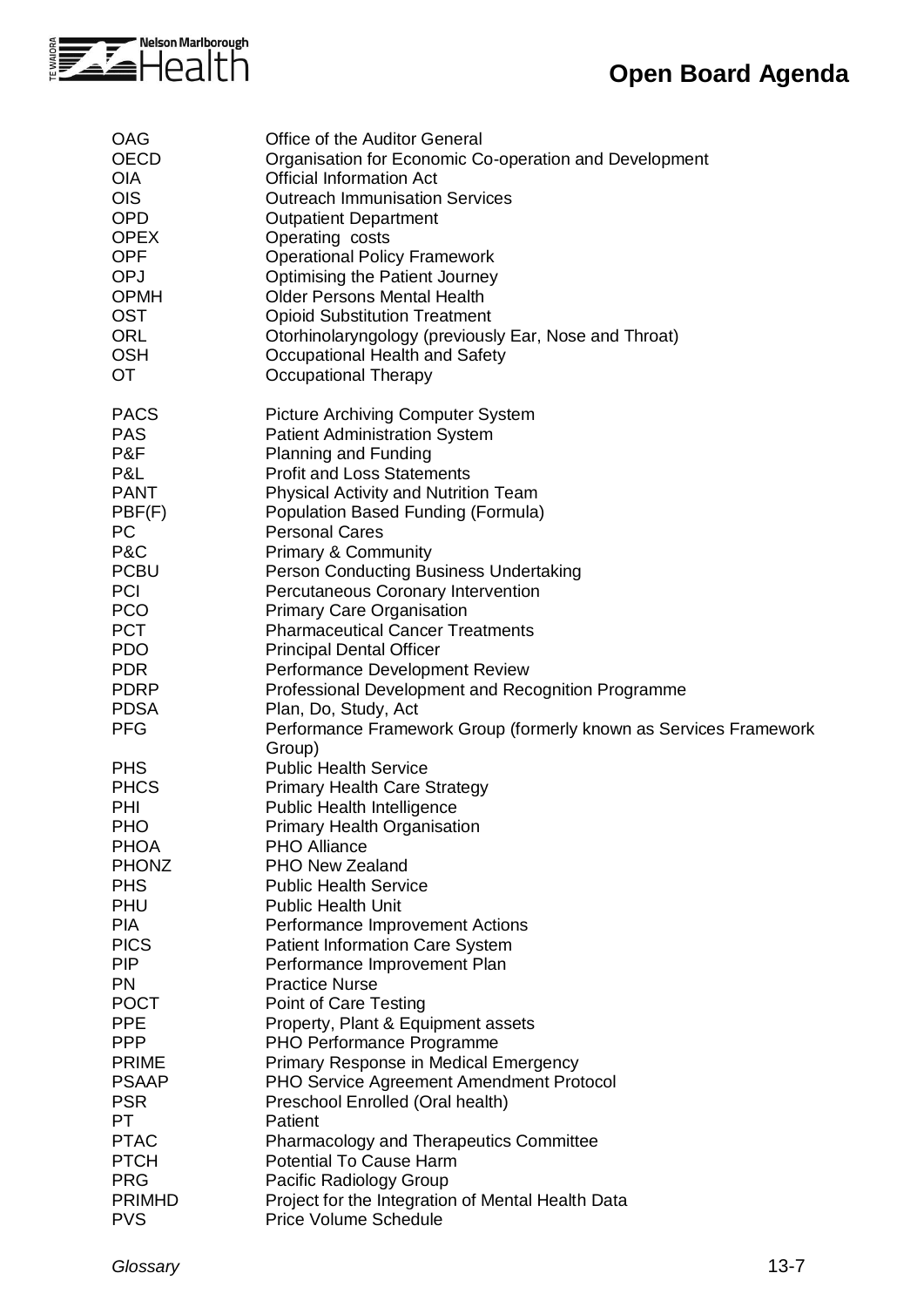| | |
|---|---|
| OAG | Office of the Auditor General |
| OECD | Organisation for Economic Co-operation and Development |
| OIA | Official Information Act |
| OIS | Outreach Immunisation Services |
| OPD | Outpatient Department |
| OPEX | Operating costs |
| OPF | Operational Policy Framework |
| OPJ | Optimising the Patient Journey |
| OPMH | Older Persons Mental Health |
| OST | Opioid Substitution Treatment |
| ORL | Otorhinolaryngology (previously Ear, Nose and Throat) |
| OSH | Occupational Health and Safety |
| OT | Occupational Therapy |
| | |
| PACS | Picture Archiving Computer System |
| PAS | Patient Administration System |
| P&F | Planning and Funding |
| P&L | Profit and Loss Statements |
| PANT | Physical Activity and Nutrition Team |
| PBF(F) | Population Based Funding (Formula) |
| PC | Personal Cares |
| P&C | Primary & Community |
| PCBU | Person Conducting Business Undertaking |
| PCI | Percutaneous Coronary Intervention |
| PCO | Primary Care Organisation |
| PCT | Pharmaceutical Cancer Treatments |
| PDO | Principal Dental Officer |
| PDR | Performance Development Review |
| PDRP | Professional Development and Recognition Programme |
| PDSA | Plan, Do, Study, Act |
| PFG | Performance Framework Group (formerly known as Services Framework Group) |
| PHS | Public Health Service |
| PHCS | Primary Health Care Strategy |
| PHI | Public Health Intelligence |
| PHO | Primary Health Organisation |
| PHOA | PHO Alliance |
| PHONZ | PHO New Zealand |
| PHS | Public Health Service |
| PHU | Public Health Unit |
| PIA | Performance Improvement Actions |
| PICS | Patient Information Care System |
| PIP | Performance Improvement Plan |
| PN | Practice Nurse |
| POCT | Point of Care Testing |
| PPE | Property, Plant & Equipment assets |
| PPP | PHO Performance Programme |
| PRIME | Primary Response in Medical Emergency |
| PSAAP | PHO Service Agreement Amendment Protocol |
| PSR | Preschool Enrolled (Oral health) |
| PT | Patient |
| PTAC | Pharmacology and Therapeutics Committee |
| PTCH | Potential To Cause Harm |
| PRG | Pacific Radiology Group |
| PRIMHD | Project for the Integration of Mental Health Data |
| PVS | Price Volume Schedule |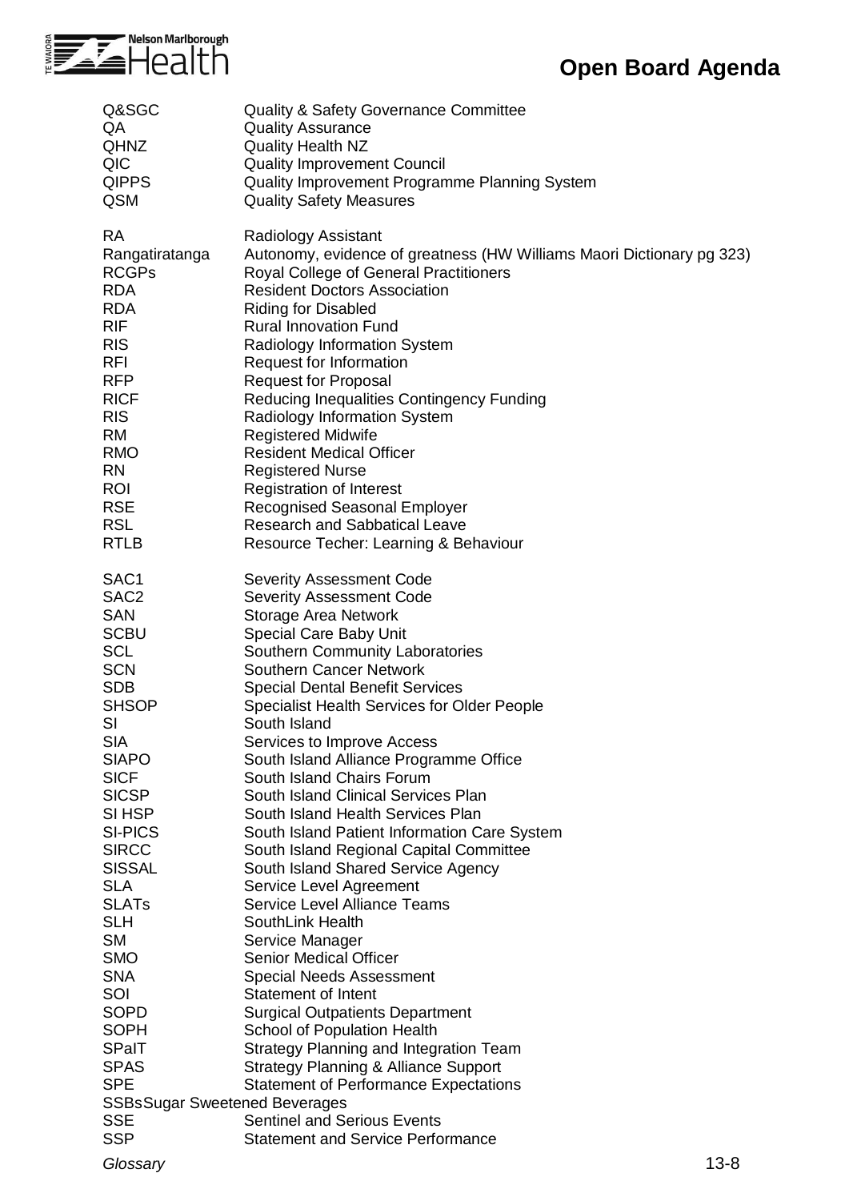| | |
|---|---|
| Q&SGC | Quality & Safety Governance Committee |
| QA | Quality Assurance |
| QHNZ | Quality Health NZ |
| QIC | Quality Improvement Council |
| QIPPS | Quality Improvement Programme Planning System |
| QSM | Quality Safety Measures |
| RA | Radiology Assistant |
| Rangatiratanga | Autonomy, evidence of greatness (HW Williams Maori Dictionary pg 323) |
| RCGPs | Royal College of General Practitioners |
| RDA | Resident Doctors Association |
| RDA | Riding for Disabled |
| RIF | Rural Innovation Fund |
| RIS | Radiology Information System |
| RFI | Request for Information |
| RFP | Request for Proposal |
| RICF | Reducing Inequalities Contingency Funding |
| RIS | Radiology Information System |
| RM | Registered Midwife |
| RMO | Resident Medical Officer |
| RN | Registered Nurse |
| ROI | Registration of Interest |
| RSE | Recognised Seasonal Employer |
| RSL | Research and Sabbatical Leave |
| RTLB | Resource Techer: Learning & Behaviour |
| SAC1 | Severity Assessment Code |
| SAC2 | Severity Assessment Code |
| SAN | Storage Area Network |
| SCBU | Special Care Baby Unit |
| SCL | Southern Community Laboratories |
| SCN | Southern Cancer Network |
| SDB | Special Dental Benefit Services |
| SHSOP | Specialist Health Services for Older People |
| SI | South Island |
| SIA | Services to Improve Access |
| SIAPO | South Island Alliance Programme Office |
| SICF | South Island Chairs Forum |
| SICSP | South Island Clinical Services Plan |
| SI HSP | South Island Health Services Plan |
| SI-PICS | South Island Patient Information Care System |
| SIRCC | South Island Regional Capital Committee |
| SISSAL | South Island Shared Service Agency |
| SLA | Service Level Agreement |
| SLATs | Service Level Alliance Teams |
| SLH | SouthLink Health |
| SM | Service Manager |
| SMO | Senior Medical Officer |
| SNA | Special Needs Assessment |
| SOI | Statement of Intent |
| SOPD | Surgical Outpatients Department |
| SOPH | School of Population Health |
| SPaIT | Strategy Planning and Integration Team |
| SPAS | Strategy Planning & Alliance Support |
| SPE | Statement of Performance Expectations |
| SSBs | Sugar Sweetened Beverages |
| SSE | Sentinel and Serious Events |
| SSP | Statement and Service Performance |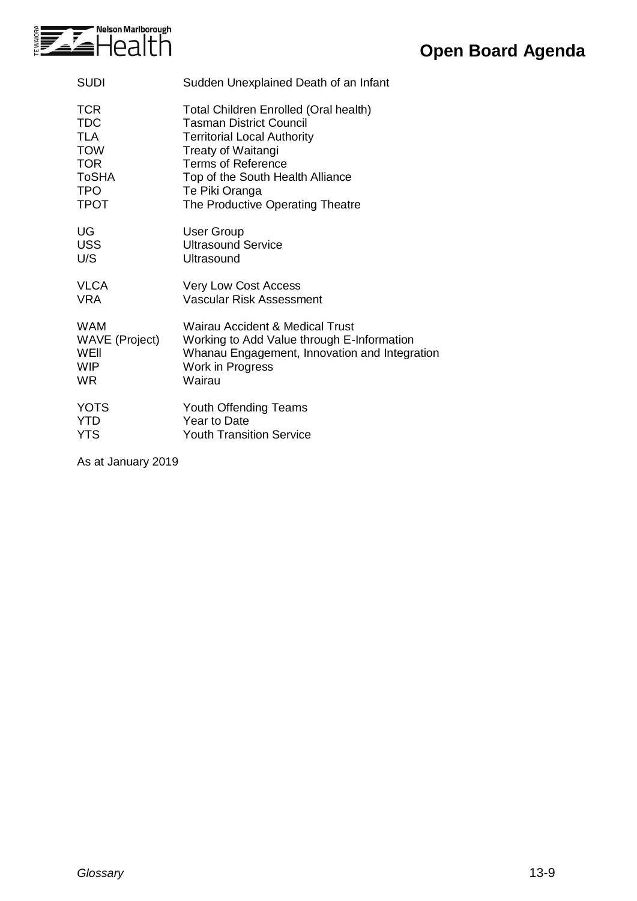| | |
|---|---|
| SUDI | Sudden Unexplained Death of an Infant |
| TCR | Total Children Enrolled (Oral health) |
| TDC | Tasman District Council |
| TLA | Territorial Local Authority |
| TOW | Treaty of Waitangi |
| TOR | Terms of Reference |
| ToSHA | Top of the South Health Alliance |
| TPO | Te Piki Oranga |
| TPOT | The Productive Operating Theatre |
| UG | User Group |
| USS | Ultrasound Service |
| U/S | Ultrasound |
| VLCA | Very Low Cost Access |
| VRA | Vascular Risk Assessment |
| WAM | Wairau Accident & Medical Trust |
| WAVE (Project) | Working to Add Value through E-Information |
| WEll | Whanau Engagement, Innovation and Integration |
| WIP | Work in Progress |
| WR | Wairau |
| YOTS | Youth Offending Teams |
| YTD | Year to Date |
| YTS | Youth Transition Service |

As at January 2019